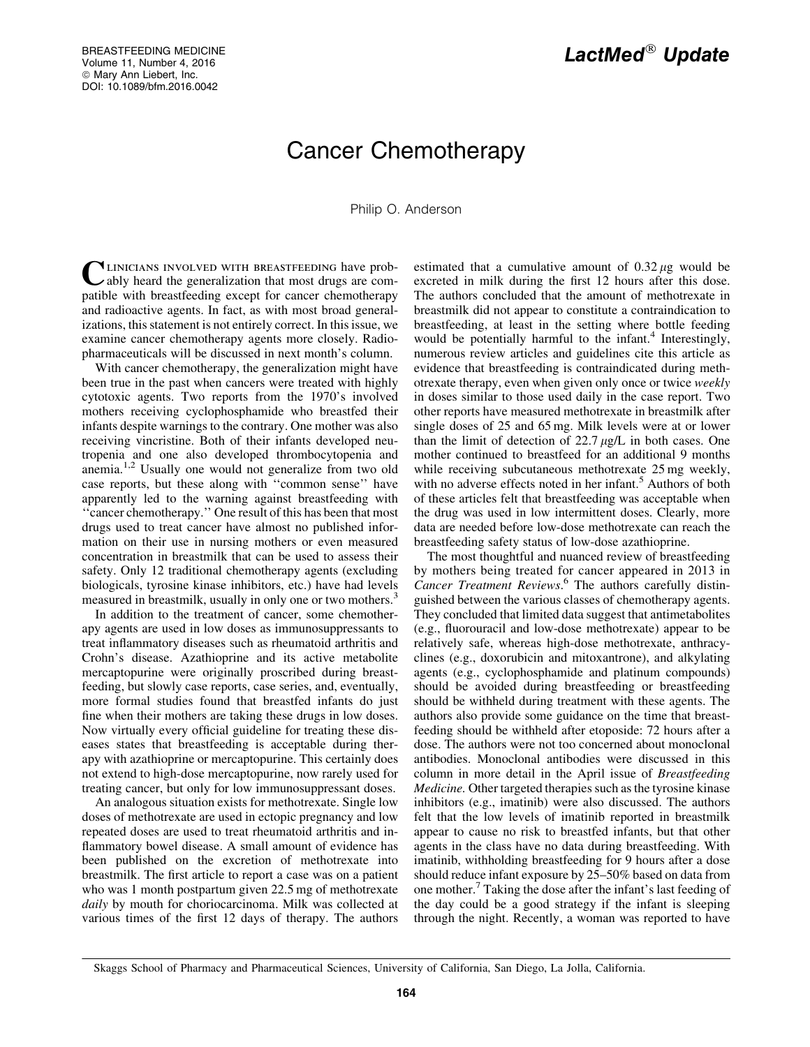# LactMed® Update

# Cancer Chemotherapy

Philip O. Anderson

CLINICIANS INVOLVED WITH BREASTFEEDING have probably heard the generalization that most drugs are compatible with breastfeeding except for cancer chemotherapy and radioactive agents. In fact, as with most broad generalizations, this statement is not entirely correct. In this issue, we examine cancer chemotherapy agents more closely. Radiopharmaceuticals will be discussed in next month's column.

With cancer chemotherapy, the generalization might have been true in the past when cancers were treated with highly cytotoxic agents. Two reports from the 1970's involved mothers receiving cyclophosphamide who breastfed their infants despite warnings to the contrary. One mother was also receiving vincristine. Both of their infants developed neutropenia and one also developed thrombocytopenia and anemia.[1,2] Usually one would not generalize from two old case reports, but these along with ''common sense'' have apparently led to the warning against breastfeeding with ''cancer chemotherapy.'' One result of this has been that most drugs used to treat cancer have almost no published information on their use in nursing mothers or even measured concentration in breastmilk that can be used to assess their safety. Only 12 traditional chemotherapy agents (excluding biologicals, tyrosine kinase inhibitors, etc.) have had levels measured in breastmilk, usually in only one or two mothers.[3]

In addition to the treatment of cancer, some chemotherapy agents are used in low doses as immunosuppressants to treat inflammatory diseases such as rheumatoid arthritis and Crohn's disease. Azathioprine and its active metabolite mercaptopurine were originally proscribed during breastfeeding, but slowly case reports, case series, and, eventually, more formal studies found that breastfed infants do just fine when their mothers are taking these drugs in low doses. Now virtually every official guideline for treating these diseases states that breastfeeding is acceptable during therapy with azathioprine or mercaptopurine. This certainly does not extend to high-dose mercaptopurine, now rarely used for treating cancer, but only for low immunosuppressant doses.

An analogous situation exists for methotrexate. Single low doses of methotrexate are used in ectopic pregnancy and low repeated doses are used to treat rheumatoid arthritis and inflammatory bowel disease. A small amount of evidence has been published on the excretion of methotrexate into breastmilk. The first article to report a case was on a patient who was 1 month postpartum given 22.5 mg of methotrexate *daily* by mouth for choriocarcinoma. Milk was collected at various times of the first 12 days of therapy. The authors estimated that a cumulative amount of 0.32 $\mu$g would be excreted in milk during the first 12 hours after this dose. The authors concluded that the amount of methotrexate in breastmilk did not appear to constitute a contraindication to breastfeeding, at least in the setting where bottle feeding would be potentially harmful to the infant.[4] Interestingly, numerous review articles and guidelines cite this article as evidence that breastfeeding is contraindicated during methotrexate therapy, even when given only once or twice *weekly* in doses similar to those used daily in the case report. Two other reports have measured methotrexate in breastmilk after single doses of 25 and 65 mg. Milk levels were at or lower than the limit of detection of 22.7 $\mu$g/L in both cases. One mother continued to breastfeed for an additional 9 months while receiving subcutaneous methotrexate 25 mg weekly, with no adverse effects noted in her infant.[5] Authors of both of these articles felt that breastfeeding was acceptable when the drug was used in low intermittent doses. Clearly, more data are needed before low-dose methotrexate can reach the breastfeeding safety status of low-dose azathioprine.

The most thoughtful and nuanced review of breastfeeding by mothers being treated for cancer appeared in 2013 in *Cancer Treatment Reviews*.[6] The authors carefully distinguished between the various classes of chemotherapy agents. They concluded that limited data suggest that antimetabolites (e.g., fluorouracil and low-dose methotrexate) appear to be relatively safe, whereas high-dose methotrexate, anthracyclines (e.g., doxorubicin and mitoxantrone), and alkylating agents (e.g., cyclophosphamide and platinum compounds) should be avoided during breastfeeding or breastfeeding should be withheld during treatment with these agents. The authors also provide some guidance on the time that breastfeeding should be withheld after etoposide: 72 hours after a dose. The authors were not too concerned about monoclonal antibodies. Monoclonal antibodies were discussed in this column in more detail in the April issue of *Breastfeeding Medicine.* Other targeted therapies such as the tyrosine kinase inhibitors (e.g., imatinib) were also discussed. The authors felt that the low levels of imatinib reported in breastmilk appear to cause no risk to breastfed infants, but that other agents in the class have no data during breastfeeding. With imatinib, withholding breastfeeding for 9 hours after a dose should reduce infant exposure by 25–50% based on data from one mother.[7] Taking the dose after the infant's last feeding of the day could be a good strategy if the infant is sleeping through the night. Recently, a woman was reported to have

Skaggs School of Pharmacy and Pharmaceutical Sciences, University of California, San Diego, La Jolla, California.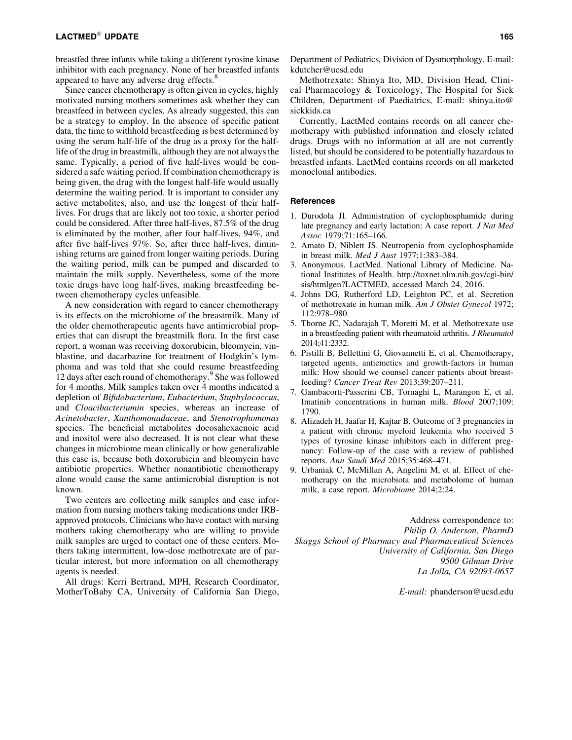breastfed three infants while taking a different tyrosine kinase inhibitor with each pregnancy. None of her breastfed infants appeared to have any adverse drug effects.[8]

Since cancer chemotherapy is often given in cycles, highly motivated nursing mothers sometimes ask whether they can breastfeed in between cycles. As already suggested, this can be a strategy to employ. In the absence of specific patient data, the time to withhold breastfeeding is best determined by using the serum half-life of the drug as a proxy for the half-life of the drug in breastmilk, although they are not always the same. Typically, a period of five half-lives would be considered a safe waiting period. If combination chemotherapy is being given, the drug with the longest half-life would usually determine the waiting period. It is important to consider any active metabolites, also, and use the longest of their half-lives. For drugs that are likely not too toxic, a shorter period could be considered. After three half-lives, 87.5% of the drug is eliminated by the mother, after four half-lives, 94%, and after five half-lives 97%. So, after three half-lives, diminishing returns are gained from longer waiting periods. During the waiting period, milk can be pumped and discarded to maintain the milk supply. Nevertheless, some of the more toxic drugs have long half-lives, making breastfeeding between chemotherapy cycles unfeasible.

A new consideration with regard to cancer chemotherapy is its effects on the microbiome of the breastmilk. Many of the older chemotherapeutic agents have antimicrobial properties that can disrupt the breastmilk flora. In the first case report, a woman was receiving doxorubicin, bleomycin, vinblastine, and dacarbazine for treatment of Hodgkin's lymphoma and was told that she could resume breastfeeding 12 days after each round of chemotherapy.[9] She was followed for 4 months. Milk samples taken over 4 months indicated a depletion of *Bifidobacterium*, *Eubacterium*, *Staphylococcus*, and *Cloacibacteriumin* species, whereas an increase of *Acinetobacter*, *Xanthomonadaceae*, and *Stenotrophomonas* species. The beneficial metabolites docosahexaenoic acid and inositol were also decreased. It is not clear what these changes in microbiome mean clinically or how generalizable this case is, because both doxorubicin and bleomycin have antibiotic properties. Whether nonantibiotic chemotherapy alone would cause the same antimicrobial disruption is not known.

Two centers are collecting milk samples and case information from nursing mothers taking medications under IRB-approved protocols. Clinicians who have contact with nursing mothers taking chemotherapy who are willing to provide milk samples are urged to contact one of these centers. Mothers taking intermittent, low-dose methotrexate are of particular interest, but more information on all chemotherapy agents is needed.

All drugs: Kerri Bertrand, MPH, Research Coordinator, MotherToBaby CA, University of California San Diego, Department of Pediatrics, Division of Dysmorphology. E-mail: kdutcher@ucsd.edu

Methotrexate: Shinya Ito, MD, Division Head, Clinical Pharmacology & Toxicology, The Hospital for Sick Children, Department of Paediatrics, E-mail: shinya.ito@sickkids.ca

Currently, LactMed contains records on all cancer chemotherapy with published information and closely related drugs. Drugs with no information at all are not currently listed, but should be considered to be potentially hazardous to breastfed infants. LactMed contains records on all marketed monoclonal antibodies.

## References

1. Durodola JI. Administration of cyclophosphamide during late pregnancy and early lactation: A case report. *J Nat Med Assoc* 1979;71:165–166.
2. Amato D, Niblett JS. Neutropenia from cyclophosphamide in breast milk. *Med J Aust* 1977;1:383–384.
3. Anonymous. LactMed. National Library of Medicine. National Institutes of Health. http://toxnet.nlm.nih.gov/cgi-bin/sis/htmlgen?LACTMED, accessed March 24, 2016.
4. Johns DG, Rutherford LD, Leighton PC, et al. Secretion of methotrexate in human milk. *Am J Obstet Gynecol* 1972; 112:978–980.
5. Thorne JC, Nadarajah T, Moretti M, et al. Methotrexate use in a breastfeeding patient with rheumatoid arthritis. *J Rheumatol* 2014;41:2332.
6. Pistilli B, Bellettini G, Giovannetti E, et al. Chemotherapy, targeted agents, antiemetics and growth-factors in human milk: How should we counsel cancer patients about breastfeeding? *Cancer Treat Rev* 2013;39:207–211.
7. Gambacorti-Passerini CB, Tornaghi L, Marangon E, et al. Imatinib concentrations in human milk. *Blood* 2007;109: 1790.
8. Alizadeh H, Jaafar H, Kajtar B. Outcome of 3 pregnancies in a patient with chronic myeloid leukemia who received 3 types of tyrosine kinase inhibitors each in different pregnancy: Follow-up of the case with a review of published reports. *Ann Saudi Med* 2015;35:468–471.
9. Urbaniak C, McMillan A, Angelini M, et al. Effect of chemotherapy on the microbiota and metabolome of human milk, a case report. *Microbiome* 2014;2:24.

Address correspondence to:
*Philip O. Anderson, PharmD*
*Skaggs School of Pharmacy and Pharmaceutical Sciences*
*University of California, San Diego*
*9500 Gilman Drive*
*La Jolla, CA 92093-0657*

*E-mail:* phanderson@ucsd.edu